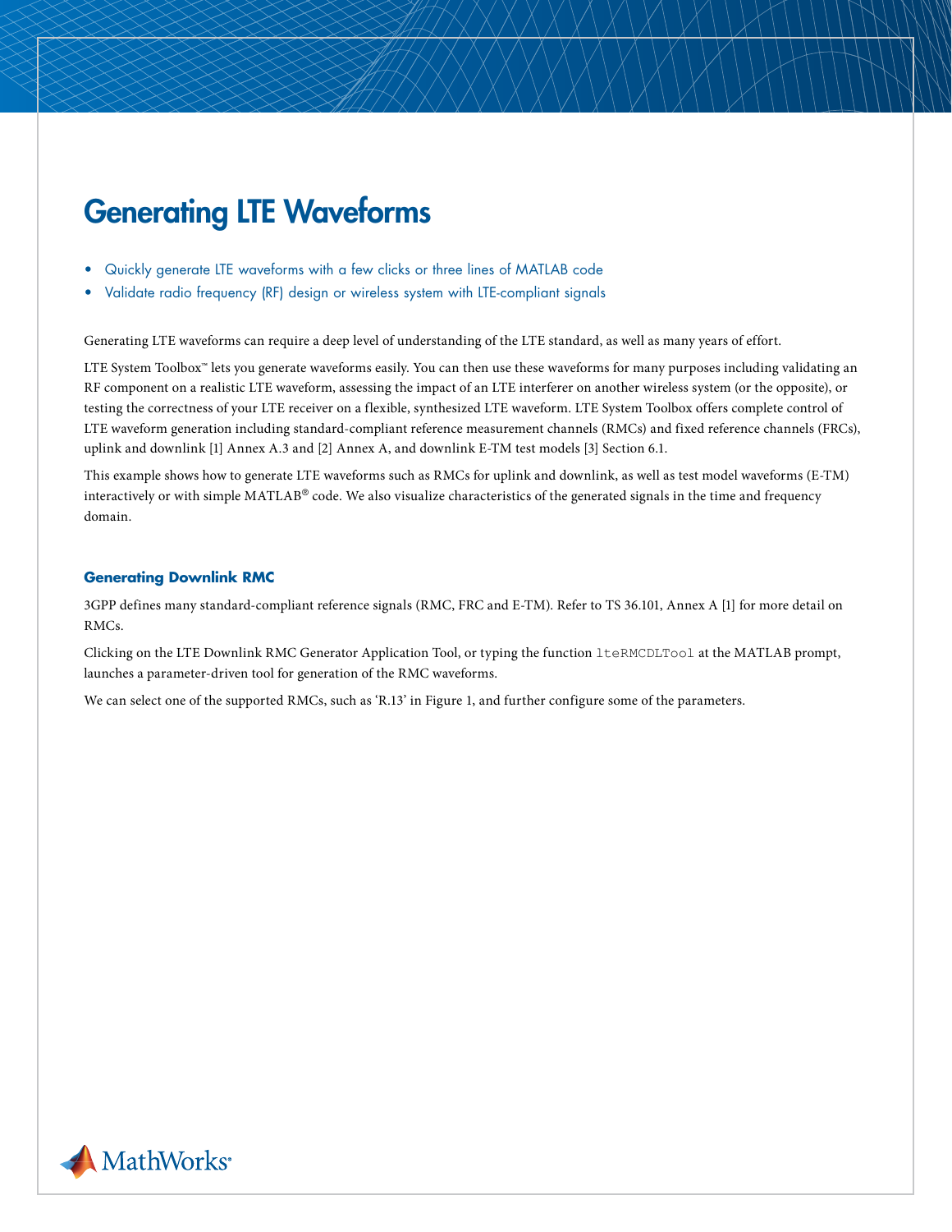# Generating LTE Waveforms

- Quickly generate LTE waveforms with a few clicks or three lines of MATLAB code
- Validate radio frequency (RF) design or wireless system with LTE-compliant signals

Generating LTE waveforms can require a deep level of understanding of the LTE standard, as well as many years of effort.

LTE System Toolbox™ lets you generate waveforms easily. You can then use these waveforms for many purposes including validating an RF component on a realistic LTE waveform, assessing the impact of an LTE interferer on another wireless system (or the opposite), or testing the correctness of your LTE receiver on a flexible, synthesized LTE waveform. LTE System Toolbox offers complete control of LTE waveform generation including standard-compliant reference measurement channels (RMCs) and fixed reference channels (FRCs), uplink and downlink [1] Annex A.3 and [2] Annex A, and downlink E-TM test models [3] Section 6.1.

This example shows how to generate LTE waveforms such as RMCs for uplink and downlink, as well as test model waveforms (E-TM) interactively or with simple MATLAB® code. We also visualize characteristics of the generated signals in the time and frequency domain.

### Generating Downlink RMC

3GPP defines many standard-compliant reference signals (RMC, FRC and E-TM). Refer to TS 36.101, Annex A [1] for more detail on RMCs.

Clicking on the LTE Downlink RMC Generator Application Tool, or typing the function `lteRMCDLTool` at the MATLAB prompt, launches a parameter-driven tool for generation of the RMC waveforms.

We can select one of the supported RMCs, such as 'R.13' in Figure 1, and further configure some of the parameters.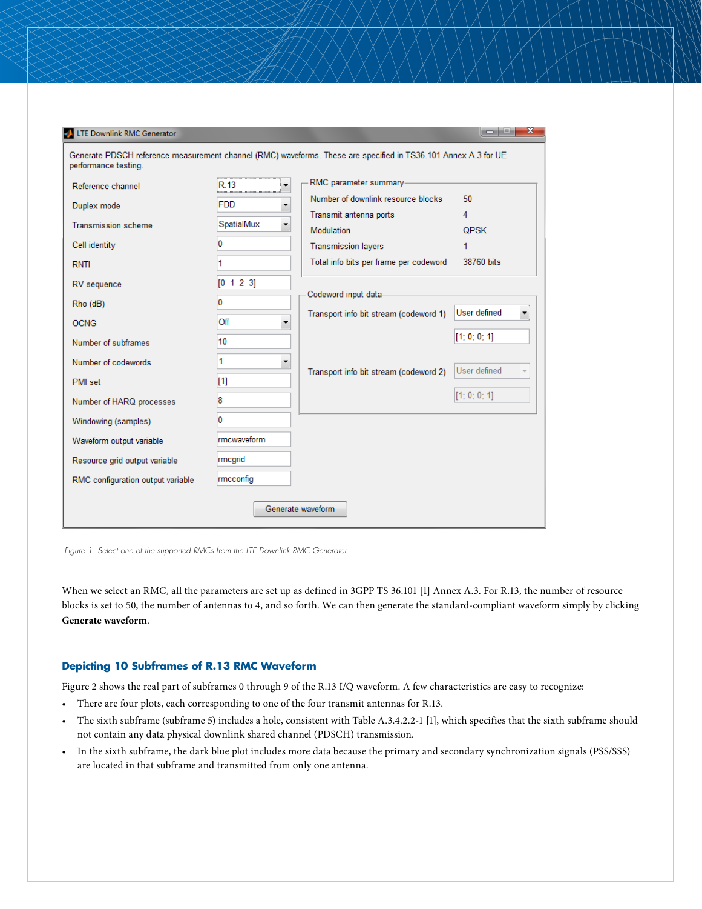LTE Downlink RMC Generator

Generate PDSCH reference measurement channel (RMC) waveforms. These are specified in TS36.101 Annex A.3 for UE performance testing.

Reference channel: R.13
Duplex mode: FDD
Transmission scheme: SpatialMux
Cell identity: 0
RNTI: 1
RV sequence: [0 1 2 3]
Rho (dB): 0
OCNG: Off
Number of subframes: 10
Number of codewords: 1
PMI set: [1]
Number of HARQ processes: 8
Windowing (samples): 0
Waveform output variable: rmcwaveform
Resource grid output variable: rmcgrid
RMC configuration output variable: rmcconfig

RMC parameter summary
Number of downlink resource blocks: 50
Transmit antenna ports: 4
Modulation: QPSK
Transmission layers: 1
Total info bits per frame per codeword: 38760 bits

Codeword input data
Transport info bit stream (codeword 1): User defined
[1; 0; 0; 1]
Transport info bit stream (codeword 2): User defined
[1; 0; 0; 1]

Generate waveform

*Figure 1. Select one of the supported RMCs from the LTE Downlink RMC Generator*

When we select an RMC, all the parameters are set up as defined in 3GPP TS 36.101 [1] Annex A.3. For R.13, the number of resource blocks is set to 50, the number of antennas to 4, and so forth. We can then generate the standard-compliant waveform simply by clicking **Generate waveform**.

## Depicting 10 Subframes of R.13 RMC Waveform

Figure 2 shows the real part of subframes 0 through 9 of the R.13 I/Q waveform. A few characteristics are easy to recognize:

- There are four plots, each corresponding to one of the four transmit antennas for R.13.
- The sixth subframe (subframe 5) includes a hole, consistent with Table A.3.4.2.2-1 [1], which specifies that the sixth subframe should not contain any data physical downlink shared channel (PDSCH) transmission.
- In the sixth subframe, the dark blue plot includes more data because the primary and secondary synchronization signals (PSS/SSS) are located in that subframe and transmitted from only one antenna.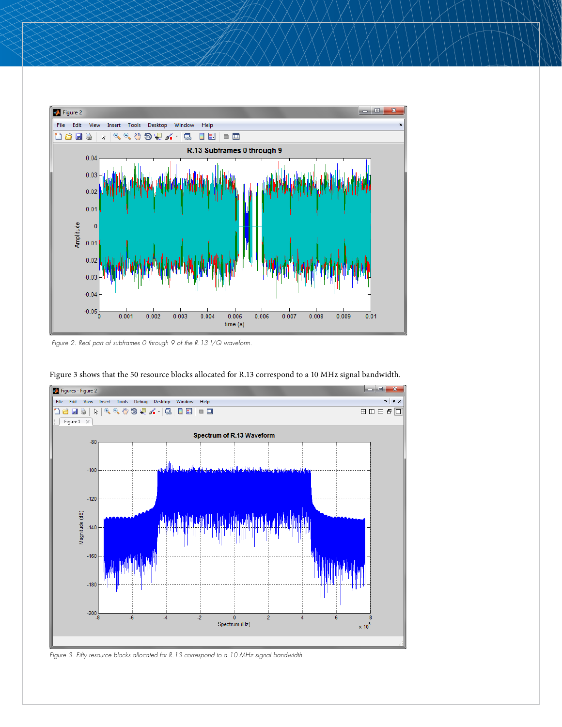Figure 2

File Edit View Insert Tools Desktop Window Help

R.13 Subframes 0 through 9

Amplitude

0.04
0.03
0.02
0.01
0
-0.01
-0.02
-0.03
-0.04
-0.05

0 0.001 0.002 0.003 0.004 0.005 0.006 0.007 0.008 0.009 0.01

time (s)

*Figure 2. Real part of subframes 0 through 9 of the R.13 I/Q waveform.*

Figure 3 shows that the 50 resource blocks allocated for R.13 correspond to a 10 MHz signal bandwidth.

Figures - Figure 2

File Edit View Insert Tools Debug Desktop Window Help

Figure 2

Spectrum of R.13 Waveform

Magnitude (dB)

-80
-100
-120
-140
-160
-180
-200

-8 -6 -4 -2 0 2 4 6 8

Spectrum (Hz)

$\times 10^6$

*Figure 3. Fifty resource blocks allocated for R.13 correspond to a 10 MHz signal bandwidth.*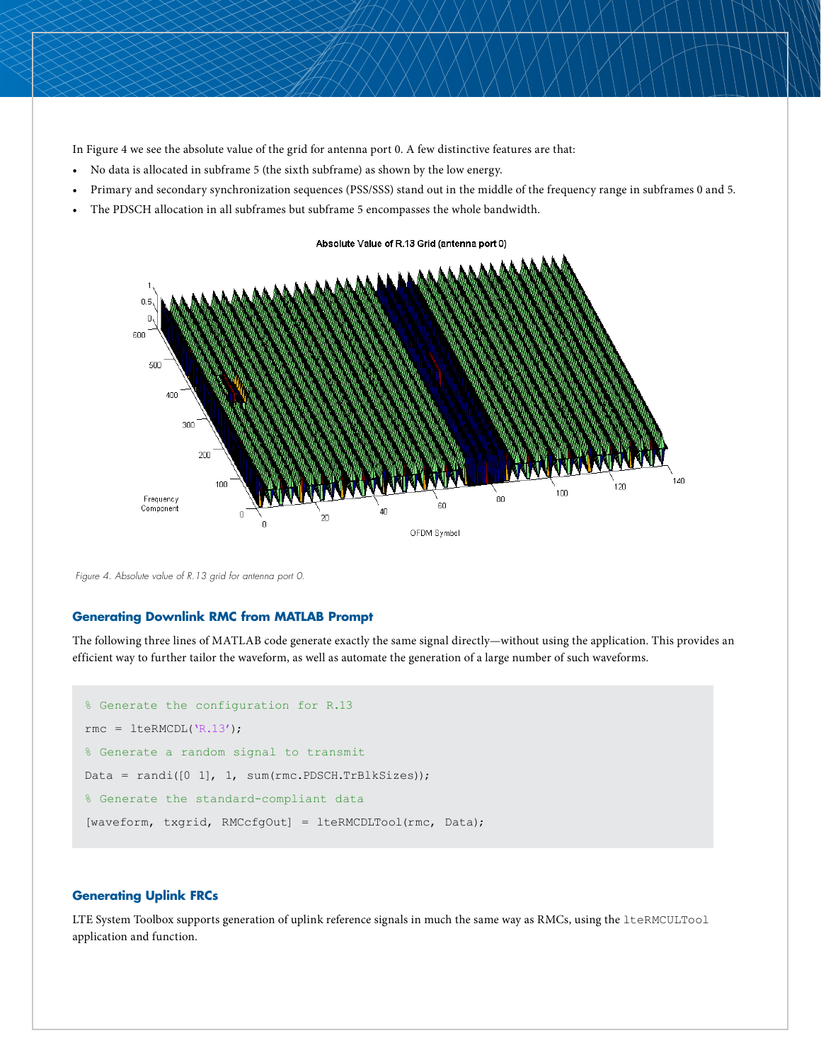In Figure 4 we see the absolute value of the grid for antenna port 0. A few distinctive features are that:

- No data is allocated in subframe 5 (the sixth subframe) as shown by the low energy.
- Primary and secondary synchronization sequences (PSS/SSS) stand out in the middle of the frequency range in subframes 0 and 5.
- The PDSCH allocation in all subframes but subframe 5 encompasses the whole bandwidth.

Absolute Value of R.13 Grid (antenna port 0)

1
0.5
0
600
500
400
300
200
100
0
Frequency Component
0
20
40
60
80
100
120
140
OFDM Symbol

*Figure 4. Absolute value of R.13 grid for antenna port 0.*

### Generating Downlink RMC from MATLAB Prompt

The following three lines of MATLAB code generate exactly the same signal directly—without using the application. This provides an efficient way to further tailor the waveform, as well as automate the generation of a large number of such waveforms.

```
% Generate the configuration for R.13
rmc = lteRMCDL('R.13');
% Generate a random signal to transmit
Data = randi([0 1], 1, sum(rmc.PDSCH.TrBlkSizes));
% Generate the standard-compliant data
[waveform, txgrid, RMCcfgOut] = lteRMCDLTool(rmc, Data);
```

### Generating Uplink FRCs

LTE System Toolbox supports generation of uplink reference signals in much the same way as RMCs, using the `lteRMCULTool` application and function.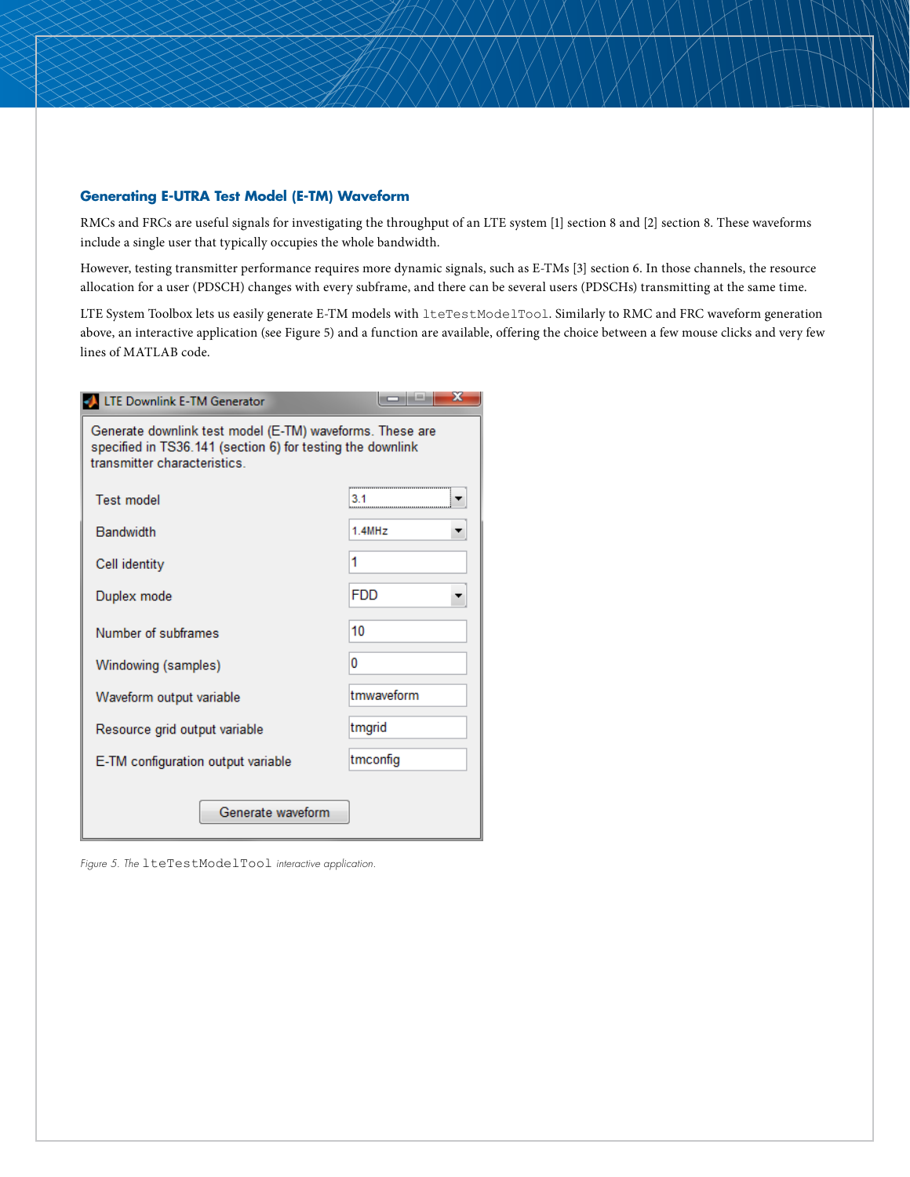### Generating E-UTRA Test Model (E-TM) Waveform

RMCs and FRCs are useful signals for investigating the throughput of an LTE system [1] section 8 and [2] section 8. These waveforms include a single user that typically occupies the whole bandwidth.

However, testing transmitter performance requires more dynamic signals, such as E-TMs [3] section 6. In those channels, the resource allocation for a user (PDSCH) changes with every subframe, and there can be several users (PDSCHs) transmitting at the same time.

LTE System Toolbox lets us easily generate E-TM models with `lteTestModelTool`. Similarly to RMC and FRC waveform generation above, an interactive application (see Figure 5) and a function are available, offering the choice between a few mouse clicks and very few lines of MATLAB code.

*Figure 5. The* `lteTestModelTool` *interactive application.*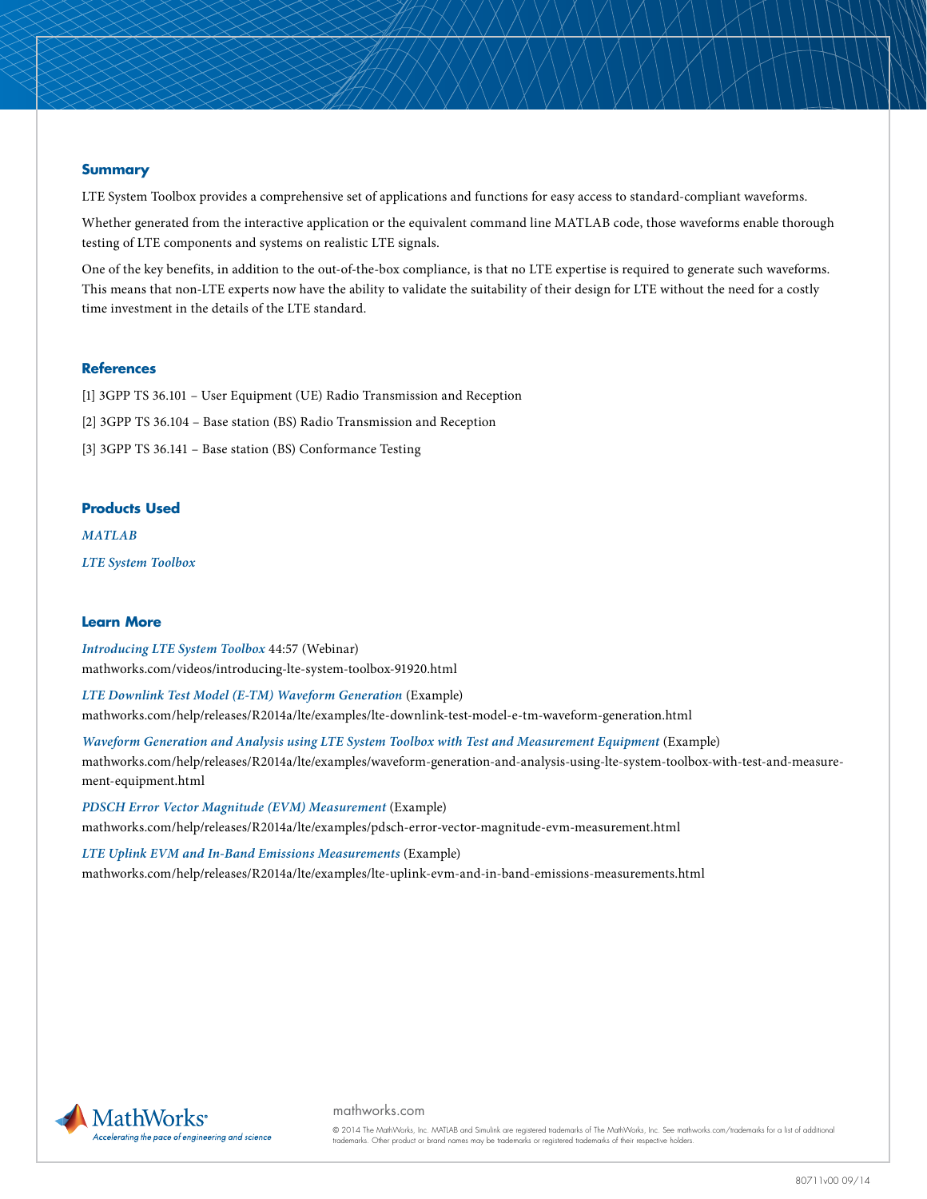## Summary

LTE System Toolbox provides a comprehensive set of applications and functions for easy access to standard-compliant waveforms.

Whether generated from the interactive application or the equivalent command line MATLAB code, those waveforms enable thorough testing of LTE components and systems on realistic LTE signals.

One of the key benefits, in addition to the out-of-the-box compliance, is that no LTE expertise is required to generate such waveforms. This means that non-LTE experts now have the ability to validate the suitability of their design for LTE without the need for a costly time investment in the details of the LTE standard.

## References

[1] 3GPP TS 36.101 – User Equipment (UE) Radio Transmission and Reception

[2] 3GPP TS 36.104 – Base station (BS) Radio Transmission and Reception

[3] 3GPP TS 36.141 – Base station (BS) Conformance Testing

## Products Used

*MATLAB*

*LTE System Toolbox*

## Learn More

*Introducing LTE System Toolbox* 44:57 (Webinar)
mathworks.com/videos/introducing-lte-system-toolbox-91920.html

*LTE Downlink Test Model (E-TM) Waveform Generation* (Example)
mathworks.com/help/releases/R2014a/lte/examples/lte-downlink-test-model-e-tm-waveform-generation.html

*Waveform Generation and Analysis using LTE System Toolbox with Test and Measurement Equipment* (Example)
mathworks.com/help/releases/R2014a/lte/examples/waveform-generation-and-analysis-using-lte-system-toolbox-with-test-and-measurement-equipment.html

*PDSCH Error Vector Magnitude (EVM) Measurement* (Example)
mathworks.com/help/releases/R2014a/lte/examples/pdsch-error-vector-magnitude-evm-measurement.html

*LTE Uplink EVM and In-Band Emissions Measurements* (Example)
mathworks.com/help/releases/R2014a/lte/examples/lte-uplink-evm-and-in-band-emissions-measurements.html

MathWorks®
*Accelerating the pace of engineering and science*

mathworks.com

© 2014 The MathWorks, Inc. MATLAB and Simulink are registered trademarks of The MathWorks, Inc. See mathworks.com/trademarks for a list of additional trademarks. Other product or brand names may be trademarks or registered trademarks of their respective holders.

80711v00 09/14